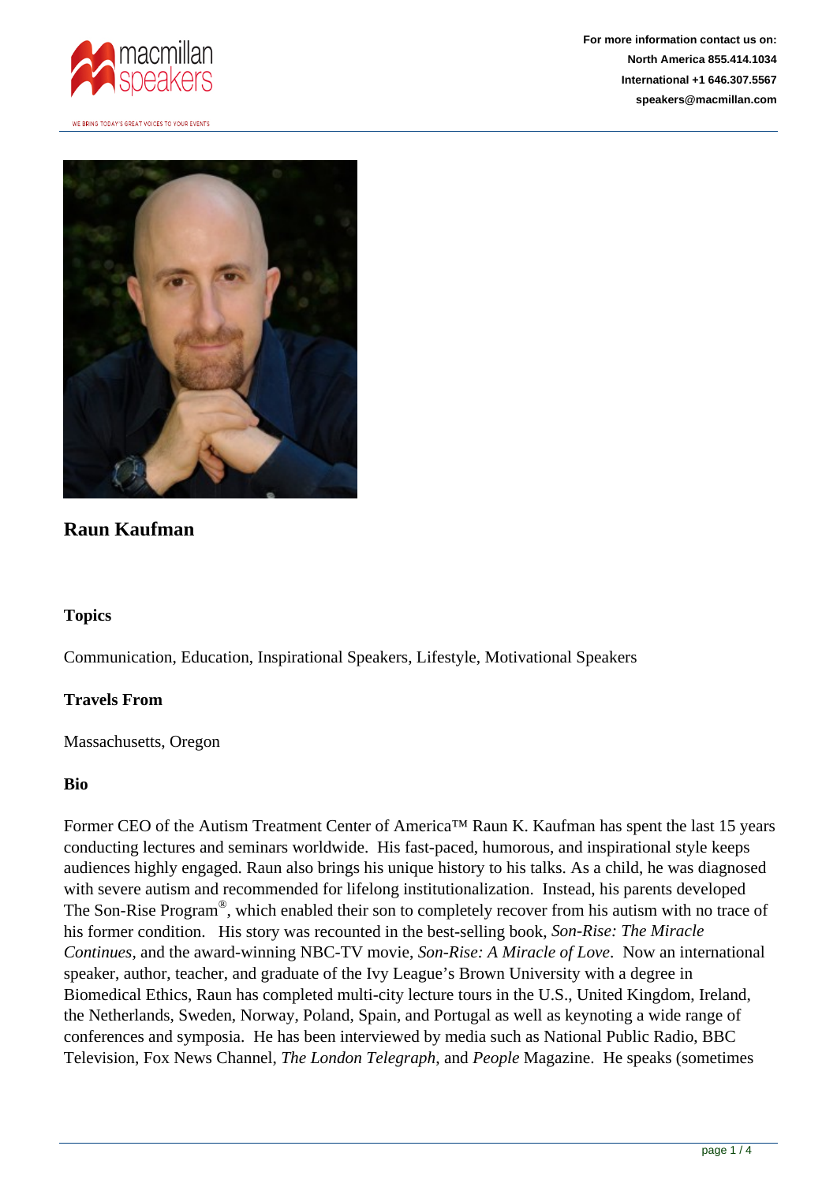For more information contact us on:
North America 855.414.1034
International +1 646.307.5567
speakers@macmillan.com

# Raun Kaufman

### Topics

Communication, Education, Inspirational Speakers, Lifestyle, Motivational Speakers

### Travels From

Massachusetts, Oregon

### Bio

Former CEO of the Autism Treatment Center of America™ Raun K. Kaufman has spent the last 15 years conducting lectures and seminars worldwide. His fast-paced, humorous, and inspirational style keeps audiences highly engaged. Raun also brings his unique history to his talks. As a child, he was diagnosed with severe autism and recommended for lifelong institutionalization. Instead, his parents developed The Son-Rise Program®, which enabled their son to completely recover from his autism with no trace of his former condition. His story was recounted in the best-selling book, *Son-Rise: The Miracle Continues*, and the award-winning NBC-TV movie, *Son-Rise: A Miracle of Love*. Now an international speaker, author, teacher, and graduate of the Ivy League's Brown University with a degree in Biomedical Ethics, Raun has completed multi-city lecture tours in the U.S., United Kingdom, Ireland, the Netherlands, Sweden, Norway, Poland, Spain, and Portugal as well as keynoting a wide range of conferences and symposia. He has been interviewed by media such as National Public Radio, BBC Television, Fox News Channel, *The London Telegraph*, and *People* Magazine. He speaks (sometimes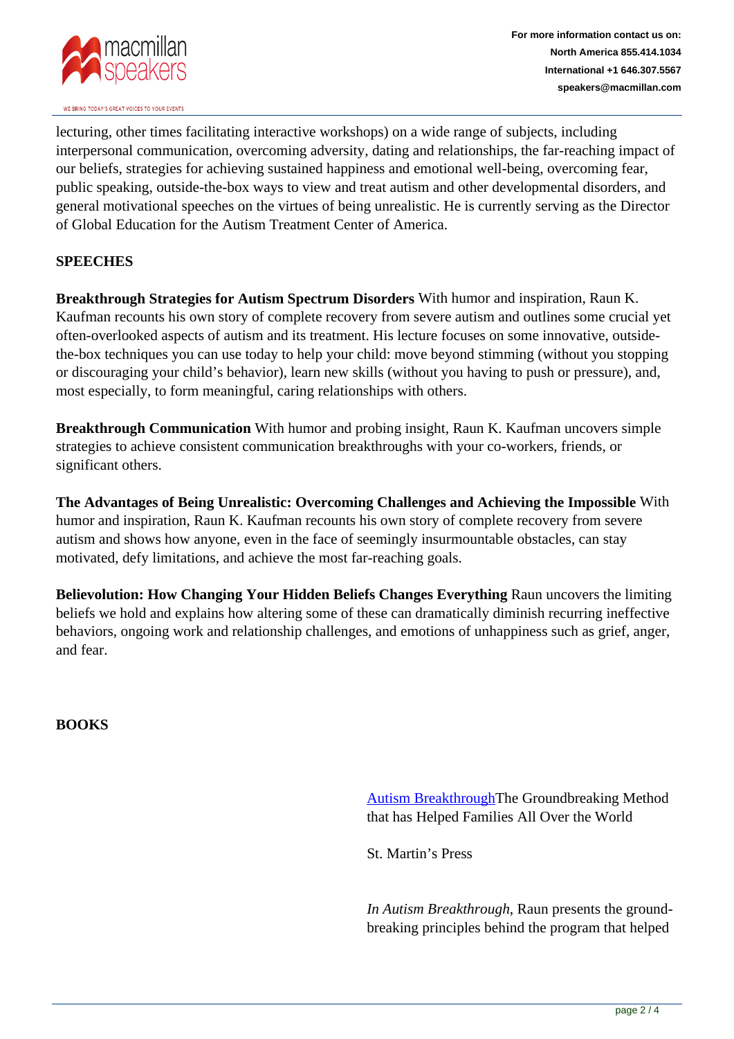lecturing, other times facilitating interactive workshops) on a wide range of subjects, including interpersonal communication, overcoming adversity, dating and relationships, the far-reaching impact of our beliefs, strategies for achieving sustained happiness and emotional well-being, overcoming fear, public speaking, outside-the-box ways to view and treat autism and other developmental disorders, and general motivational speeches on the virtues of being unrealistic. He is currently serving as the Director of Global Education for the Autism Treatment Center of America.

**SPEECHES**

**Breakthrough Strategies for Autism Spectrum Disorders** With humor and inspiration, Raun K. Kaufman recounts his own story of complete recovery from severe autism and outlines some crucial yet often-overlooked aspects of autism and its treatment. His lecture focuses on some innovative, outside-the-box techniques you can use today to help your child: move beyond stimming (without you stopping or discouraging your child's behavior), learn new skills (without you having to push or pressure), and, most especially, to form meaningful, caring relationships with others.

**Breakthrough Communication** With humor and probing insight, Raun K. Kaufman uncovers simple strategies to achieve consistent communication breakthroughs with your co-workers, friends, or significant others.

**The Advantages of Being Unrealistic: Overcoming Challenges and Achieving the Impossible** With humor and inspiration, Raun K. Kaufman recounts his own story of complete recovery from severe autism and shows how anyone, even in the face of seemingly insurmountable obstacles, can stay motivated, defy limitations, and achieve the most far-reaching goals.

**Believolution: How Changing Your Hidden Beliefs Changes Everything** Raun uncovers the limiting beliefs we hold and explains how altering some of these can dramatically diminish recurring ineffective behaviors, ongoing work and relationship challenges, and emotions of unhappiness such as grief, anger, and fear.

**BOOKS**

Autism BreakthroughThe Groundbreaking Method that has Helped Families All Over the World

St. Martin's Press

*In Autism Breakthrough*, Raun presents the ground-breaking principles behind the program that helped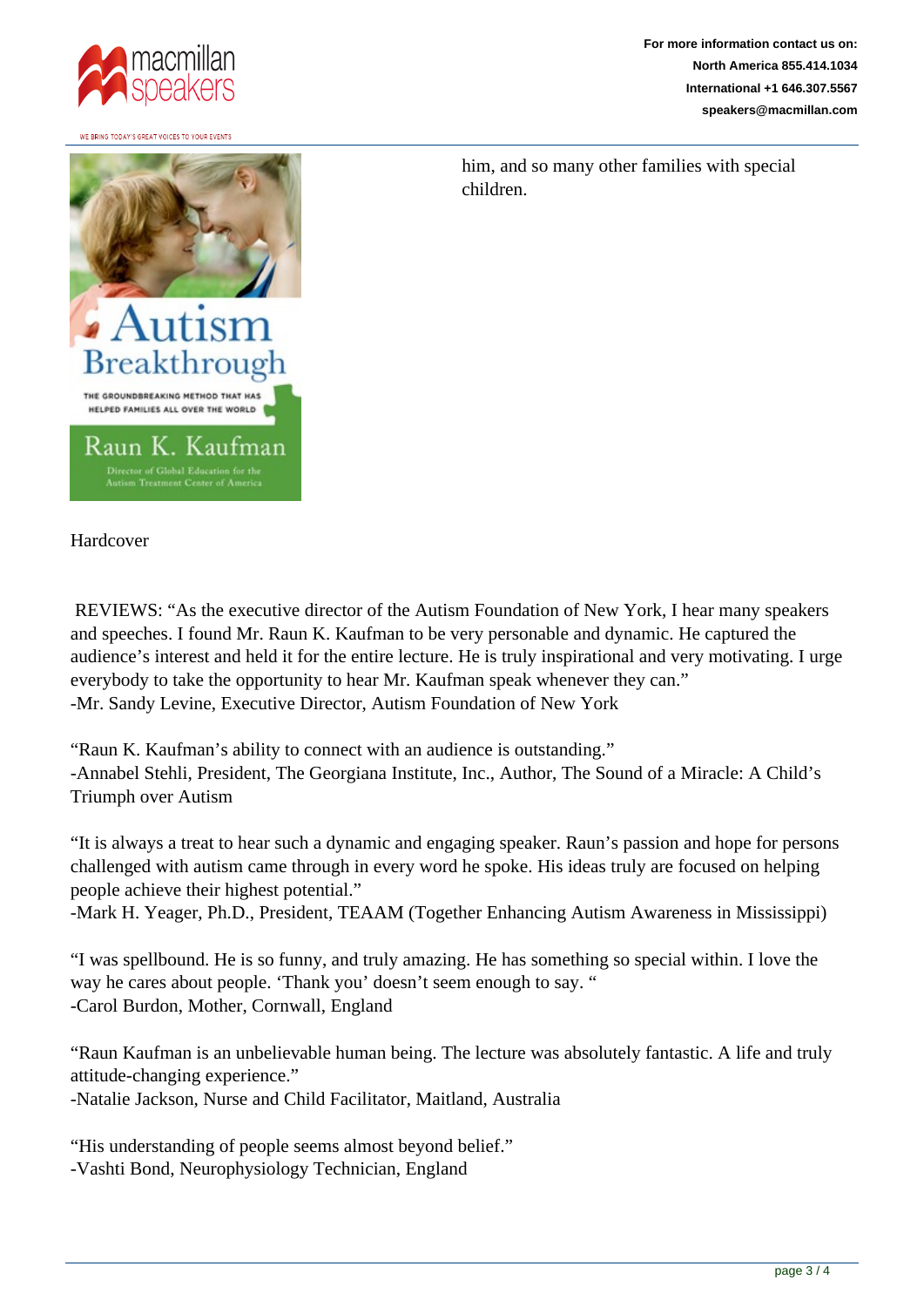him, and so many other families with special children.

Hardcover

REVIEWS: “As the executive director of the Autism Foundation of New York, I hear many speakers and speeches. I found Mr. Raun K. Kaufman to be very personable and dynamic. He captured the audience’s interest and held it for the entire lecture. He is truly inspirational and very motivating. I urge everybody to take the opportunity to hear Mr. Kaufman speak whenever they can.”
-Mr. Sandy Levine, Executive Director, Autism Foundation of New York

“Raun K. Kaufman’s ability to connect with an audience is outstanding.”
-Annabel Stehli, President, The Georgiana Institute, Inc., Author, The Sound of a Miracle: A Child’s Triumph over Autism

“It is always a treat to hear such a dynamic and engaging speaker. Raun’s passion and hope for persons challenged with autism came through in every word he spoke. His ideas truly are focused on helping people achieve their highest potential.”
-Mark H. Yeager, Ph.D., President, TEAAM (Together Enhancing Autism Awareness in Mississippi)

“I was spellbound. He is so funny, and truly amazing. He has something so special within. I love the way he cares about people. ‘Thank you’ doesn’t seem enough to say. “
-Carol Burdon, Mother, Cornwall, England

“Raun Kaufman is an unbelievable human being. The lecture was absolutely fantastic. A life and truly attitude-changing experience.”
-Natalie Jackson, Nurse and Child Facilitator, Maitland, Australia

“His understanding of people seems almost beyond belief.”
-Vashti Bond, Neurophysiology Technician, England